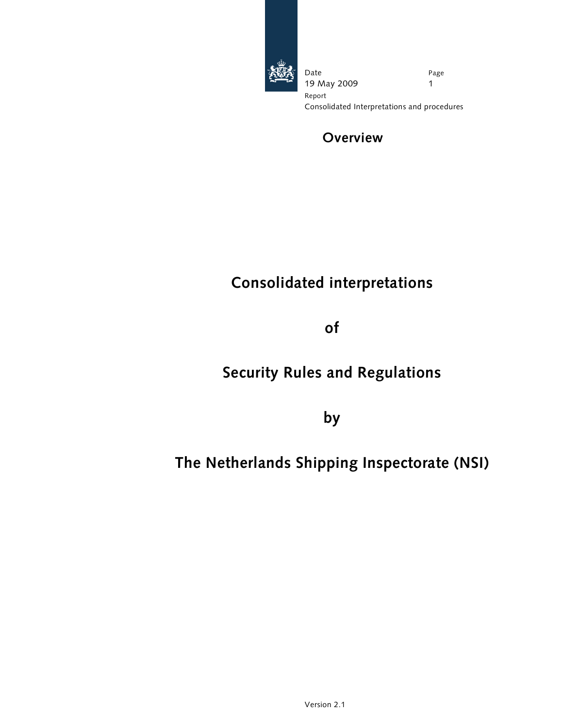Date
19 May 2009

Report
Consolidated Interpretations and procedures

**Overview**

# Consolidated interpretations

# of

# Security Rules and Regulations

# by

# The Netherlands Shipping Inspectorate (NSI)

Version 2.1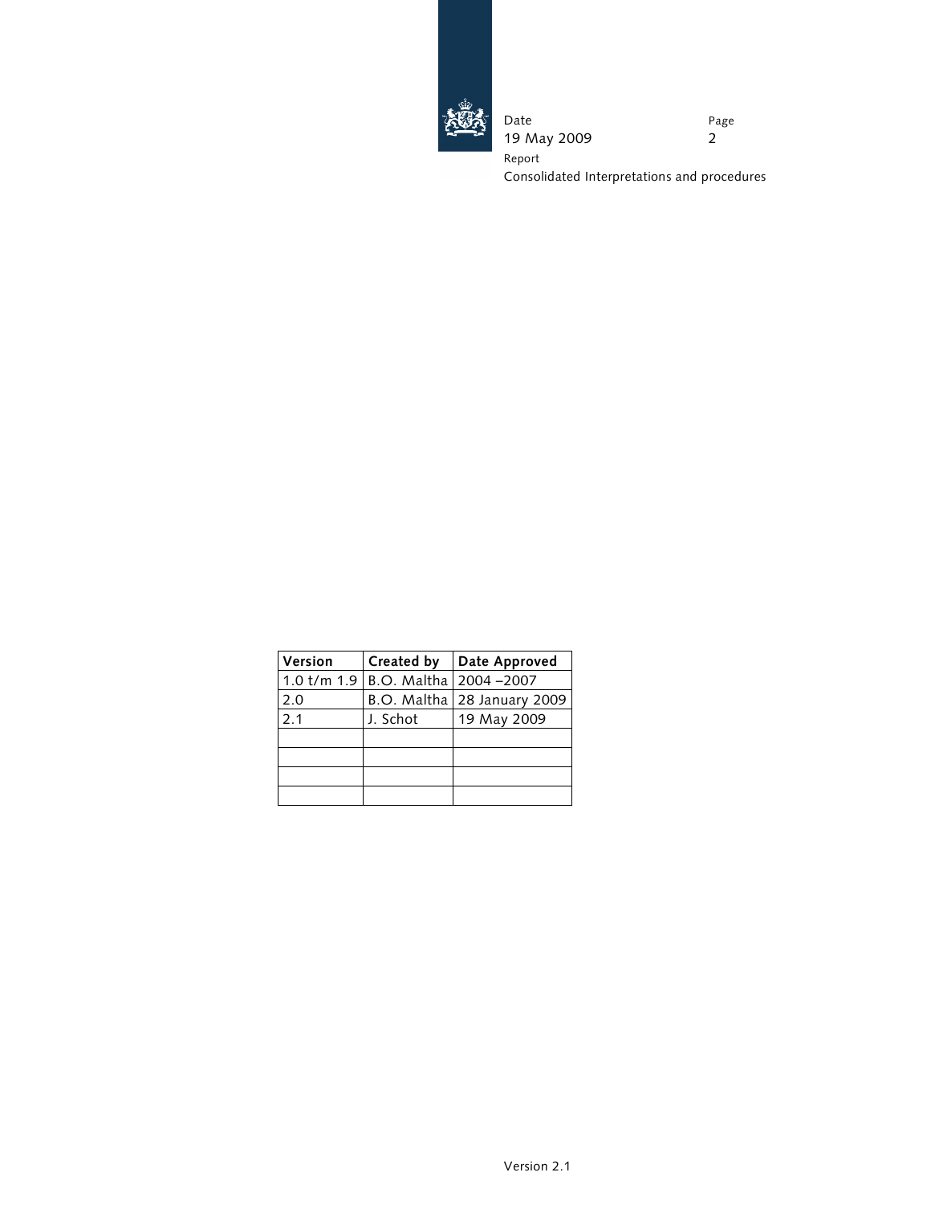| Version | Created by | Date Approved |
|---|---|---|
| 1.0 t/m 1.9 | B.O. Maltha | 2004 –2007 |
| 2.0 | B.O. Maltha | 28 January 2009 |
| 2.1 | J. Schot | 19 May 2009 |
| | | |
| | | |
| | | |
| | | |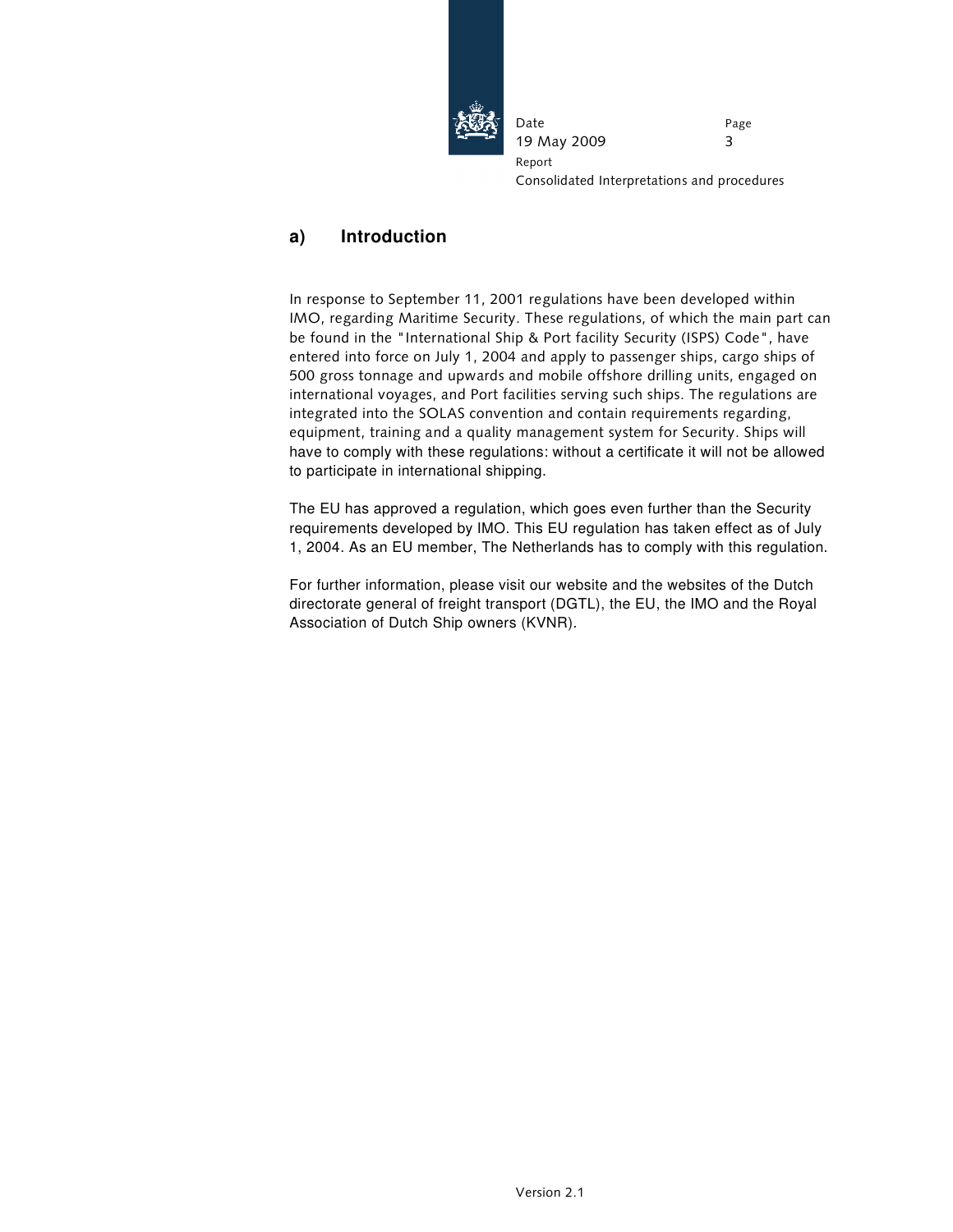## a) Introduction

In response to September 11, 2001 regulations have been developed within IMO, regarding Maritime Security. These regulations, of which the main part can be found in the "International Ship & Port facility Security (ISPS) Code", have entered into force on July 1, 2004 and apply to passenger ships, cargo ships of 500 gross tonnage and upwards and mobile offshore drilling units, engaged on international voyages, and Port facilities serving such ships. The regulations are integrated into the SOLAS convention and contain requirements regarding, equipment, training and a quality management system for Security. Ships will have to comply with these regulations: without a certificate it will not be allowed to participate in international shipping.

The EU has approved a regulation, which goes even further than the Security requirements developed by IMO. This EU regulation has taken effect as of July 1, 2004. As an EU member, The Netherlands has to comply with this regulation.

For further information, please visit our website and the websites of the Dutch directorate general of freight transport (DGTL), the EU, the IMO and the Royal Association of Dutch Ship owners (KVNR).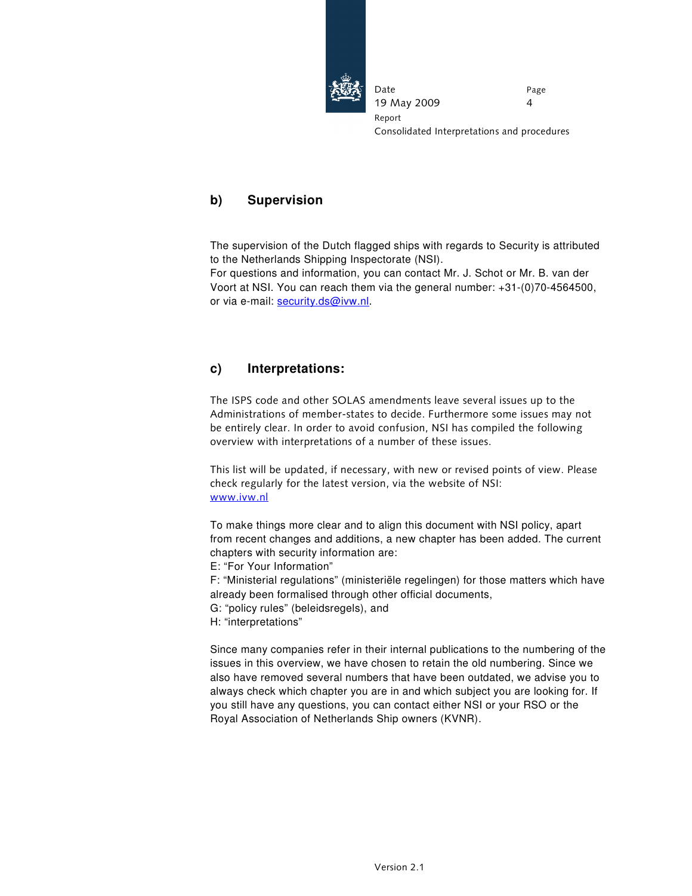## b) Supervision

The supervision of the Dutch flagged ships with regards to Security is attributed to the Netherlands Shipping Inspectorate (NSI).
For questions and information, you can contact Mr. J. Schot or Mr. B. van der Voort at NSI. You can reach them via the general number: +31-(0)70-4564500, or via e-mail: security.ds@ivw.nl.

## c) Interpretations:

The ISPS code and other SOLAS amendments leave several issues up to the Administrations of member-states to decide. Furthermore some issues may not be entirely clear. In order to avoid confusion, NSI has compiled the following overview with interpretations of a number of these issues.

This list will be updated, if necessary, with new or revised points of view. Please check regularly for the latest version, via the website of NSI:
www.ivw.nl

To make things more clear and to align this document with NSI policy, apart from recent changes and additions, a new chapter has been added. The current chapters with security information are:
E: “For Your Information”
F: “Ministerial regulations” (ministeriële regelingen) for those matters which have already been formalised through other official documents,
G: “policy rules” (beleidsregels), and
H: “interpretations”

Since many companies refer in their internal publications to the numbering of the issues in this overview, we have chosen to retain the old numbering. Since we also have removed several numbers that have been outdated, we advise you to always check which chapter you are in and which subject you are looking for. If you still have any questions, you can contact either NSI or your RSO or the Royal Association of Netherlands Ship owners (KVNR).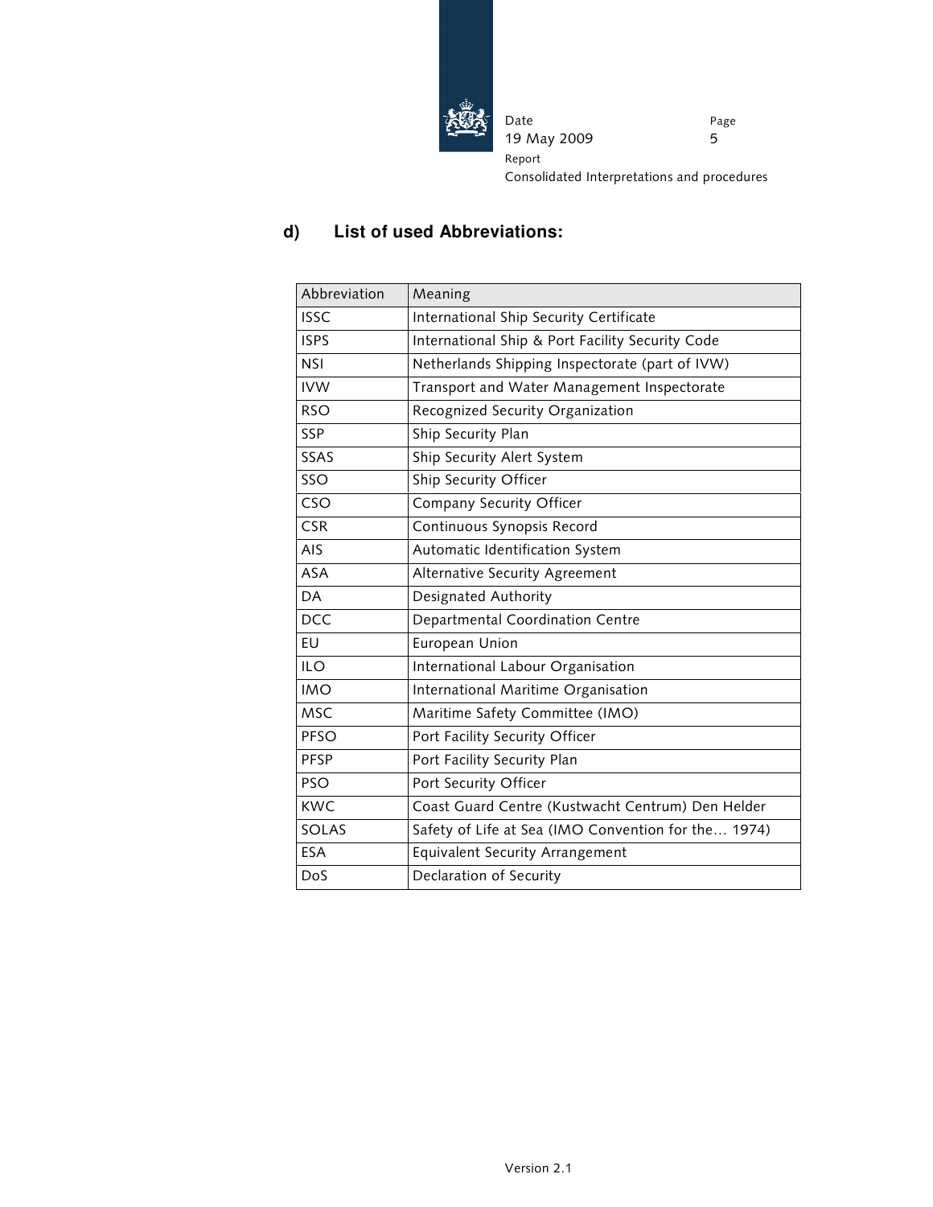## d) List of used Abbreviations:

| Abbreviation | Meaning |
|---|---|
| ISSC | International Ship Security Certificate |
| ISPS | International Ship & Port Facility Security Code |
| NSI | Netherlands Shipping Inspectorate (part of IVW) |
| IVW | Transport and Water Management Inspectorate |
| RSO | Recognized Security Organization |
| SSP | Ship Security Plan |
| SSAS | Ship Security Alert System |
| SSO | Ship Security Officer |
| CSO | Company Security Officer |
| CSR | Continuous Synopsis Record |
| AIS | Automatic Identification System |
| ASA | Alternative Security Agreement |
| DA | Designated Authority |
| DCC | Departmental Coordination Centre |
| EU | European Union |
| ILO | International Labour Organisation |
| IMO | International Maritime Organisation |
| MSC | Maritime Safety Committee (IMO) |
| PFSO | Port Facility Security Officer |
| PFSP | Port Facility Security Plan |
| PSO | Port Security Officer |
| KWC | Coast Guard Centre (Kustwacht Centrum) Den Helder |
| SOLAS | Safety of Life at Sea (IMO Convention for the… 1974) |
| ESA | Equivalent Security Arrangement |
| DoS | Declaration of Security |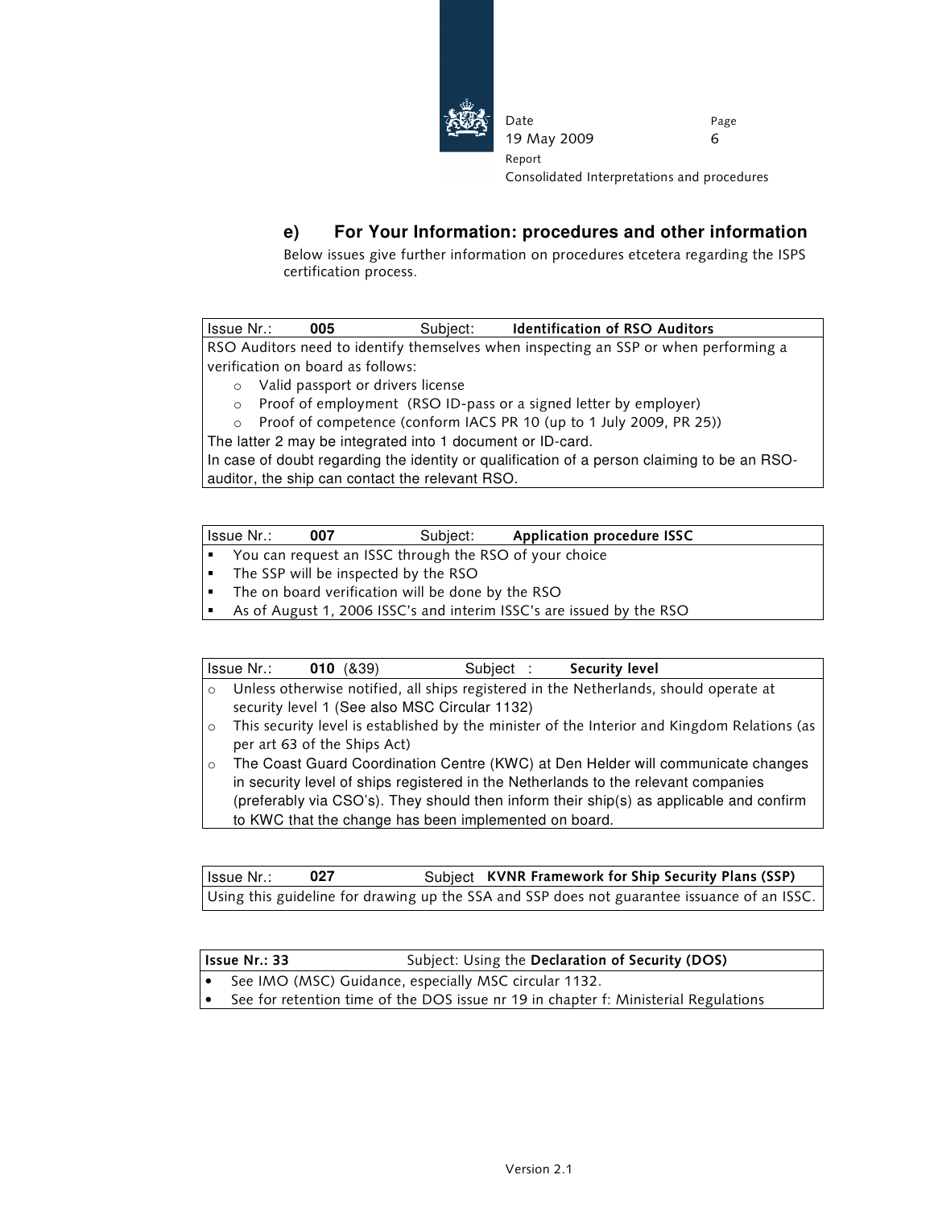## e) For Your Information: procedures and other information

Below issues give further information on procedures etcetera regarding the ISPS certification process.

| Issue Nr.: **005** | Subject: **Identification of RSO Auditors** |
|---|---|

RSO Auditors need to identify themselves when inspecting an SSP or when performing a verification on board as follows:

- Valid passport or drivers license
- Proof of employment (RSO ID-pass or a signed letter by employer)
- Proof of competence (conform IACS PR 10 (up to 1 July 2009, PR 25))

The latter 2 may be integrated into 1 document or ID-card.
In case of doubt regarding the identity or qualification of a person claiming to be an RSO-auditor, the ship can contact the relevant RSO.

| Issue Nr.: **007** | Subject: **Application procedure ISSC** |
|---|---|

- You can request an ISSC through the RSO of your choice
- The SSP will be inspected by the RSO
- The on board verification will be done by the RSO
- As of August 1, 2006 ISSC's and interim ISSC's are issued by the RSO

| Issue Nr.: **010** (&39) | Subject : **Security level** |
|---|---|

- Unless otherwise notified, all ships registered in the Netherlands, should operate at security level 1 (See also MSC Circular 1132)
- This security level is established by the minister of the Interior and Kingdom Relations (as per art 63 of the Ships Act)
- The Coast Guard Coordination Centre (KWC) at Den Helder will communicate changes in security level of ships registered in the Netherlands to the relevant companies (preferably via CSO's). They should then inform their ship(s) as applicable and confirm to KWC that the change has been implemented on board.

| Issue Nr.: **027** | Subject **KVNR Framework for Ship Security Plans (SSP)** |
|---|---|

Using this guideline for drawing up the SSA and SSP does not guarantee issuance of an ISSC.

| **Issue Nr.: 33** | Subject: Using the **Declaration of Security (DOS)** |
|---|---|

- See IMO (MSC) Guidance, especially MSC circular 1132.
- See for retention time of the DOS issue nr 19 in chapter f: Ministerial Regulations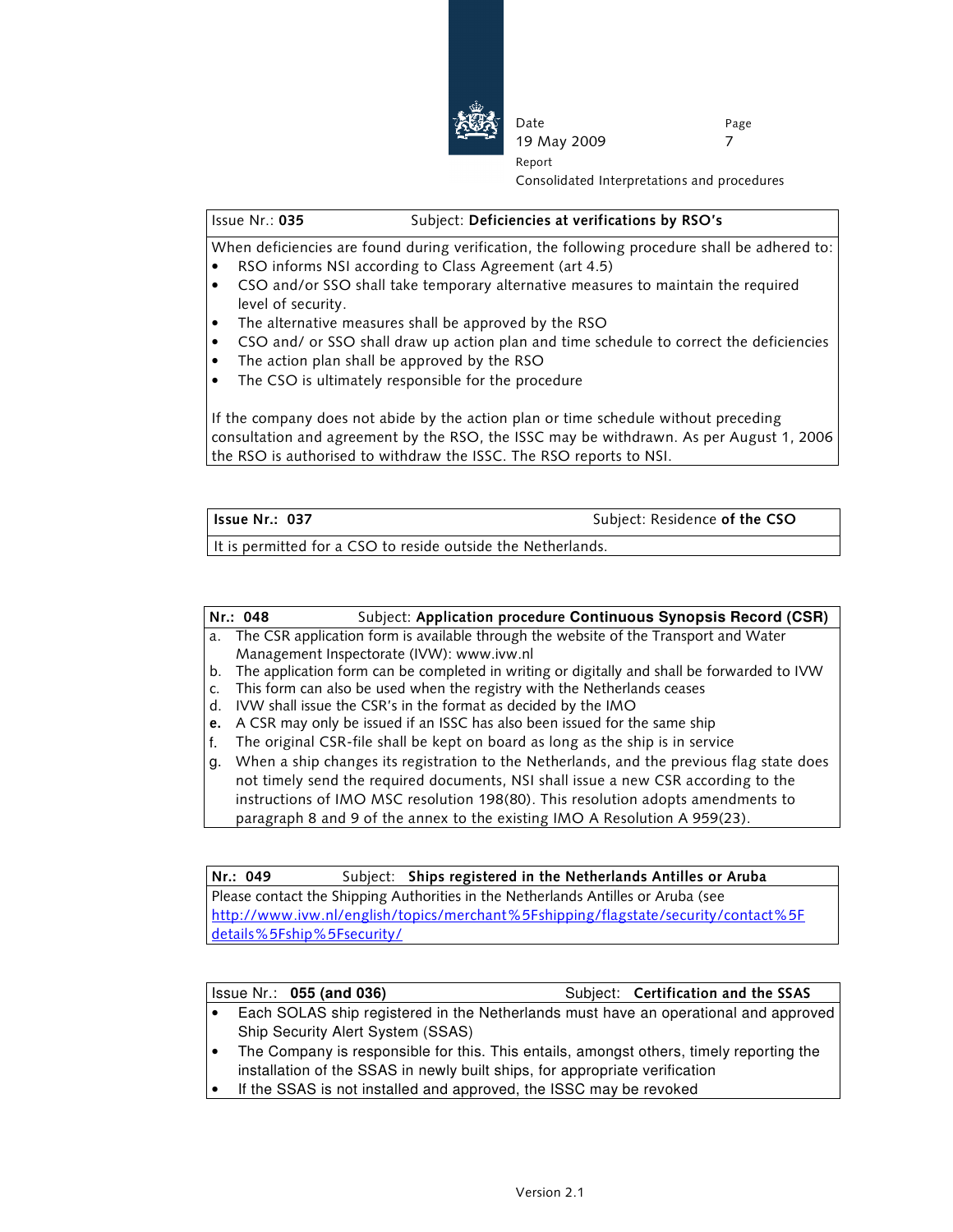| Issue Nr.: **035** | Subject: **Deficiencies at verifications by RSO's** |
|---|---|
| When deficiencies are found during verification, the following procedure shall be adhered to:<br>• RSO informs NSI according to Class Agreement (art 4.5)<br>• CSO and/or SSO shall take temporary alternative measures to maintain the required level of security.<br>• The alternative measures shall be approved by the RSO<br>• CSO and/ or SSO shall draw up action plan and time schedule to correct the deficiencies<br>• The action plan shall be approved by the RSO<br>• The CSO is ultimately responsible for the procedure<br><br>If the company does not abide by the action plan or time schedule without preceding consultation and agreement by the RSO, the ISSC may be withdrawn. As per August 1, 2006 the RSO is authorised to withdraw the ISSC. The RSO reports to NSI. | |

| **Issue Nr.: 037** | Subject: Residence **of the CSO** |
|---|---|
| It is permitted for a CSO to reside outside the Netherlands. | |

| **Nr.: 048** | Subject: **Application procedure Continuous Synopsis Record (CSR)** |
|---|---|
| a. The CSR application form is available through the website of the Transport and Water Management Inspectorate (IVW): www.ivw.nl<br>b. The application form can be completed in writing or digitally and shall be forwarded to IVW<br>c. This form can also be used when the registry with the Netherlands ceases<br>d. IVW shall issue the CSR's in the format as decided by the IMO<br>**e.** A CSR may only be issued if an ISSC has also been issued for the same ship<br>f. The original CSR-file shall be kept on board as long as the ship is in service<br>g. When a ship changes its registration to the Netherlands, and the previous flag state does not timely send the required documents, NSI shall issue a new CSR according to the instructions of IMO MSC resolution 198(80). This resolution adopts amendments to paragraph 8 and 9 of the annex to the existing IMO A Resolution A 959(23). | |

| **Nr.: 049** | Subject: **Ships registered in the Netherlands Antilles or Aruba** |
|---|---|
| Please contact the Shipping Authorities in the Netherlands Antilles or Aruba (see http://www.ivw.nl/english/topics/merchant%5Fshipping/flagstate/security/contact%5Fdetails%5Fship%5Fsecurity/ | |

| Issue Nr.: **055 (and 036)** | Subject: **Certification and the SSAS** |
|---|---|
| • Each SOLAS ship registered in the Netherlands must have an operational and approved Ship Security Alert System (SSAS)<br>• The Company is responsible for this. This entails, amongst others, timely reporting the installation of the SSAS in newly built ships, for appropriate verification<br>• If the SSAS is not installed and approved, the ISSC may be revoked | |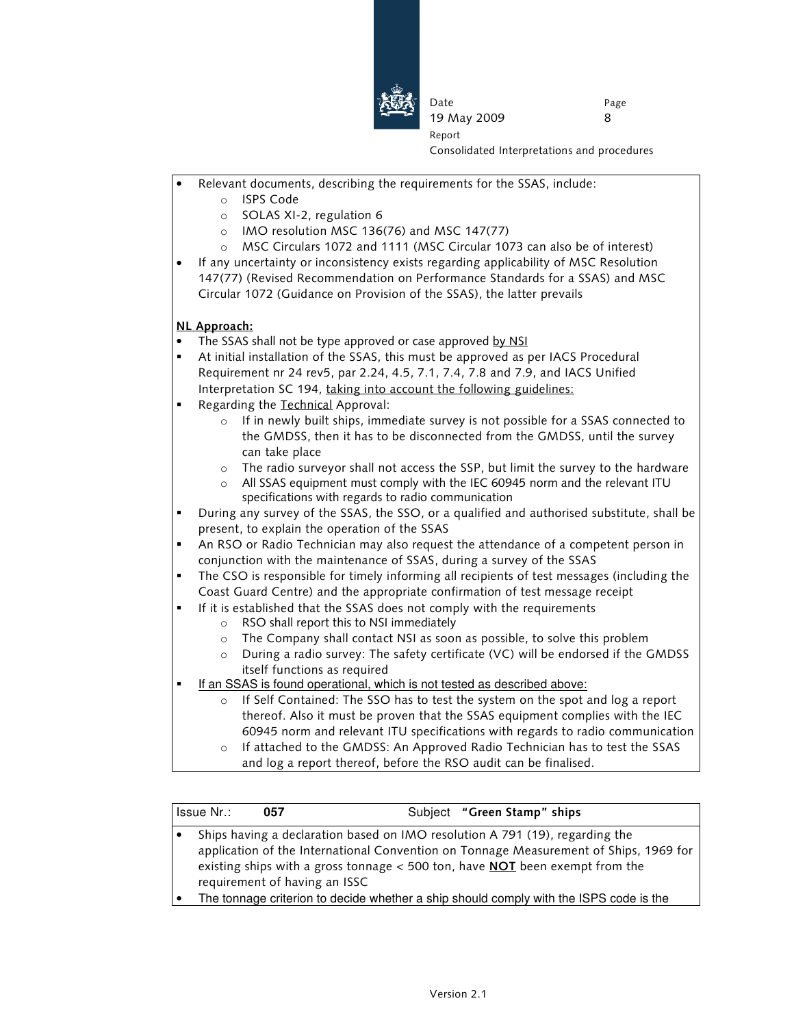- Relevant documents, describing the requirements for the SSAS, include:
  - ISPS Code
  - SOLAS XI-2, regulation 6
  - IMO resolution MSC 136(76) and MSC 147(77)
  - MSC Circulars 1072 and 1111 (MSC Circular 1073 can also be of interest)
- If any uncertainty or inconsistency exists regarding applicability of MSC Resolution 147(77) (Revised Recommendation on Performance Standards for a SSAS) and MSC Circular 1072 (Guidance on Provision of the SSAS), the latter prevails

**NL Approach:**

- The SSAS shall not be type approved or case approved by NSI
- At initial installation of the SSAS, this must be approved as per IACS Procedural Requirement nr 24 rev5, par 2.24, 4.5, 7.1, 7.4, 7.8 and 7.9, and IACS Unified Interpretation SC 194, taking into account the following guidelines:
- Regarding the Technical Approval:
  - If in newly built ships, immediate survey is not possible for a SSAS connected to the GMDSS, then it has to be disconnected from the GMDSS, until the survey can take place
  - The radio surveyor shall not access the SSP, but limit the survey to the hardware
  - All SSAS equipment must comply with the IEC 60945 norm and the relevant ITU specifications with regards to radio communication
- During any survey of the SSAS, the SSO, or a qualified and authorised substitute, shall be present, to explain the operation of the SSAS
- An RSO or Radio Technician may also request the attendance of a competent person in conjunction with the maintenance of SSAS, during a survey of the SSAS
- The CSO is responsible for timely informing all recipients of test messages (including the Coast Guard Centre) and the appropriate confirmation of test message receipt
- If it is established that the SSAS does not comply with the requirements
  - RSO shall report this to NSI immediately
  - The Company shall contact NSI as soon as possible, to solve this problem
  - During a radio survey: The safety certificate (VC) will be endorsed if the GMDSS itself functions as required
- If an SSAS is found operational, which is not tested as described above:
  - If Self Contained: The SSO has to test the system on the spot and log a report thereof. Also it must be proven that the SSAS equipment complies with the IEC 60945 norm and relevant ITU specifications with regards to radio communication
  - If attached to the GMDSS: An Approved Radio Technician has to test the SSAS and log a report thereof, before the RSO audit can be finalised.

| Issue Nr.: **057** | Subject **"Green Stamp" ships** |
|---|---|

- Ships having a declaration based on IMO resolution A 791 (19), regarding the application of the International Convention on Tonnage Measurement of Ships, 1969 for existing ships with a gross tonnage < 500 ton, have **NOT** been exempt from the requirement of having an ISSC
- The tonnage criterion to decide whether a ship should comply with the ISPS code is the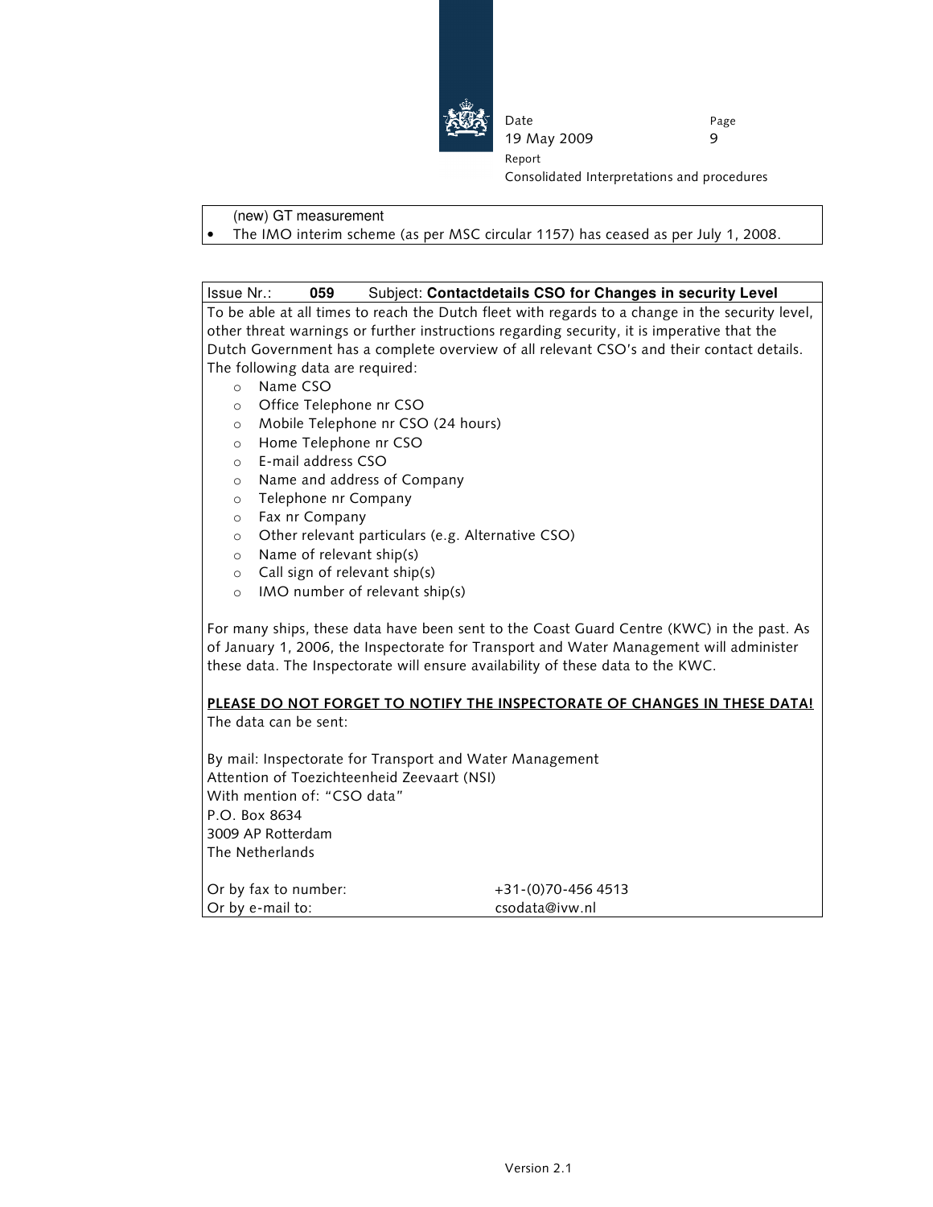(new) GT measurement

- The IMO interim scheme (as per MSC circular 1157) has ceased as per July 1, 2008.

| Issue Nr.: | **059** | Subject: **Contactdetails CSO for Changes in security Level** |
|---|---|---|

To be able at all times to reach the Dutch fleet with regards to a change in the security level, other threat warnings or further instructions regarding security, it is imperative that the Dutch Government has a complete overview of all relevant CSO's and their contact details. The following data are required:

- Name CSO
- Office Telephone nr CSO
- Mobile Telephone nr CSO (24 hours)
- Home Telephone nr CSO
- E-mail address CSO
- Name and address of Company
- Telephone nr Company
- Fax nr Company
- Other relevant particulars (e.g. Alternative CSO)
- Name of relevant ship(s)
- Call sign of relevant ship(s)
- IMO number of relevant ship(s)

For many ships, these data have been sent to the Coast Guard Centre (KWC) in the past. As of January 1, 2006, the Inspectorate for Transport and Water Management will administer these data. The Inspectorate will ensure availability of these data to the KWC.

**PLEASE DO NOT FORGET TO NOTIFY THE INSPECTORATE OF CHANGES IN THESE DATA!**

The data can be sent:

By mail: Inspectorate for Transport and Water Management
Attention of Toezichteenheid Zeevaart (NSI)
With mention of: "CSO data"
P.O. Box 8634
3009 AP Rotterdam
The Netherlands

Or by fax to number: +31-(0)70-456 4513
Or by e-mail to: csodata@ivw.nl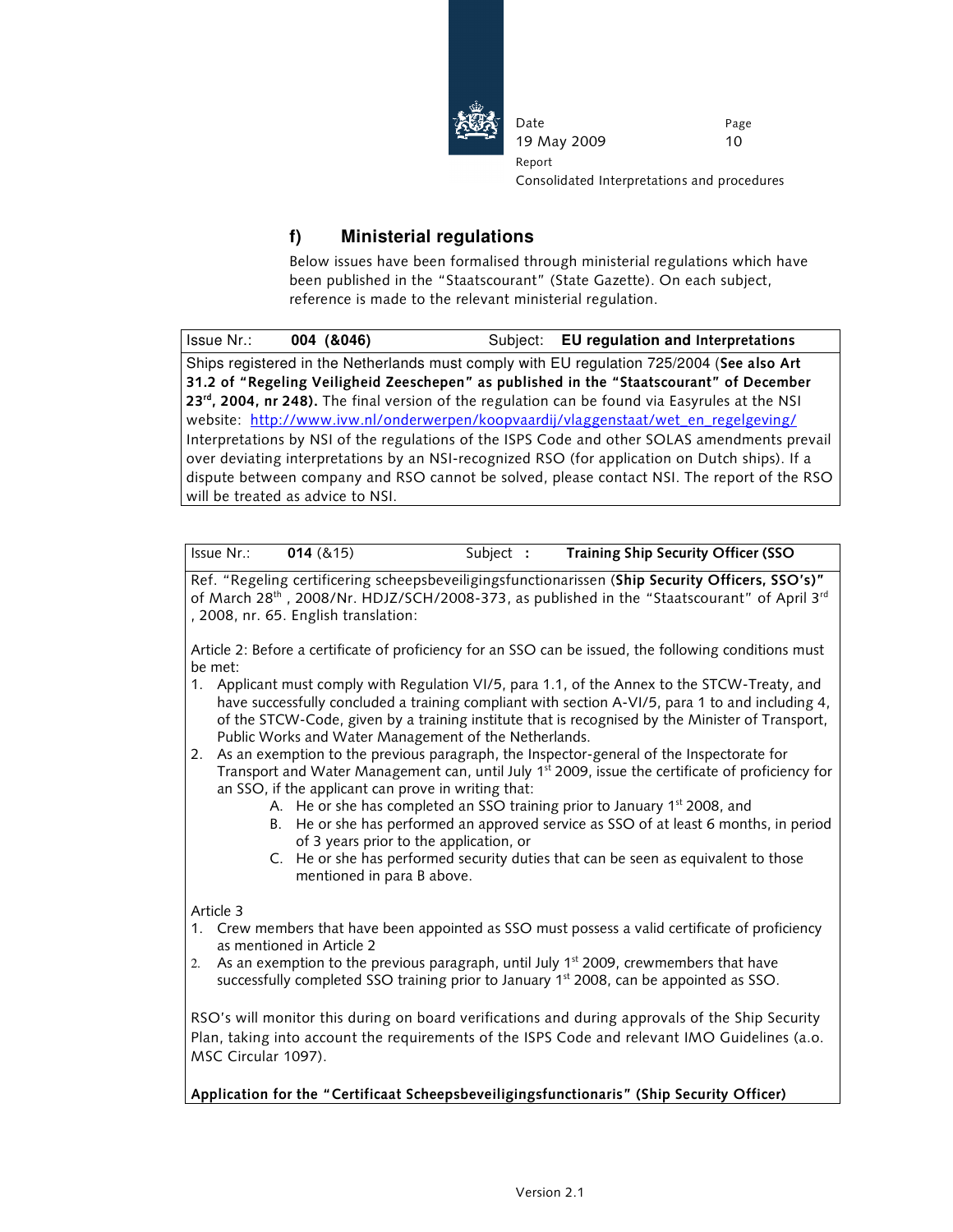## f) Ministerial regulations

Below issues have been formalised through ministerial regulations which have been published in the "Staatscourant" (State Gazette). On each subject, reference is made to the relevant ministerial regulation.

| Issue Nr.: **004 (&046)** | Subject: **EU regulation and Interpretations** |
|---|---|
| Ships registered in the Netherlands must comply with EU regulation 725/2004 (**See also Art 31.2 of "Regeling Veiligheid Zeeschepen" as published in the "Staatscourant" of December 23rd, 2004, nr 248).** The final version of the regulation can be found via Easyrules at the NSI website: http://www.ivw.nl/onderwerpen/koopvaardij/vlaggenstaat/wet_en_regelgeving/ Interpretations by NSI of the regulations of the ISPS Code and other SOLAS amendments prevail over deviating interpretations by an NSI-recognized RSO (for application on Dutch ships). If a dispute between company and RSO cannot be solved, please contact NSI. The report of the RSO will be treated as advice to NSI. | |

**Issue Nr.: 014 (&15) — Subject: Training Ship Security Officer (SSO**

Ref. "Regeling certificering scheepsbeveiligingsfunctionarissen (**Ship Security Officers, SSO's)"** of March 28th, 2008/Nr. HDJZ/SCH/2008-373, as published in the "Staatscourant" of April 3rd, 2008, nr. 65. English translation:

Article 2: Before a certificate of proficiency for an SSO can be issued, the following conditions must be met:

1. Applicant must comply with Regulation VI/5, para 1.1, of the Annex to the STCW-Treaty, and have successfully concluded a training compliant with section A-VI/5, para 1 to and including 4, of the STCW-Code, given by a training institute that is recognised by the Minister of Transport, Public Works and Water Management of the Netherlands.
2. As an exemption to the previous paragraph, the Inspector-general of the Inspectorate for Transport and Water Management can, until July 1st 2009, issue the certificate of proficiency for an SSO, if the applicant can prove in writing that:
   - A. He or she has completed an SSO training prior to January 1st 2008, and
   - B. He or she has performed an approved service as SSO of at least 6 months, in period of 3 years prior to the application, or
   - C. He or she has performed security duties that can be seen as equivalent to those mentioned in para B above.

Article 3

1. Crew members that have been appointed as SSO must possess a valid certificate of proficiency as mentioned in Article 2
2. As an exemption to the previous paragraph, until July 1st 2009, crewmembers that have successfully completed SSO training prior to January 1st 2008, can be appointed as SSO.

RSO's will monitor this during on board verifications and during approvals of the Ship Security Plan, taking into account the requirements of the ISPS Code and relevant IMO Guidelines (a.o. MSC Circular 1097).

**Application for the "Certificaat Scheepsbeveiligingsfunctionaris" (Ship Security Officer)**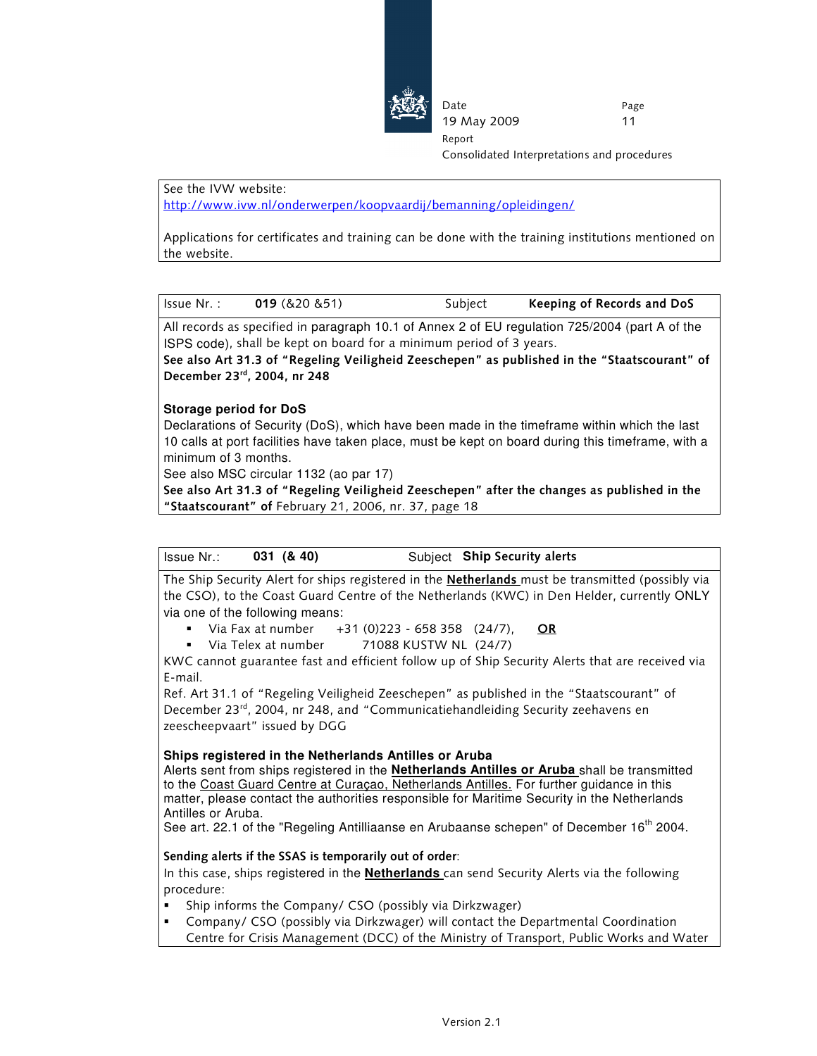See the IVW website:
http://www.ivw.nl/onderwerpen/koopvaardij/bemanning/opleidingen/

Applications for certificates and training can be done with the training institutions mentioned on the website.

| Issue Nr. : | **019** (&20 &51) | Subject | **Keeping of Records and DoS** |
|---|---|---|---|

All records as specified in paragraph 10.1 of Annex 2 of EU regulation 725/2004 (part A of the ISPS code), shall be kept on board for a minimum period of 3 years.
**See also Art 31.3 of "Regeling Veiligheid Zeeschepen" as published in the "Staatscourant" of December 23rd, 2004, nr 248**

**Storage period for DoS**
Declarations of Security (DoS), which have been made in the timeframe within which the last 10 calls at port facilities have taken place, must be kept on board during this timeframe, with a minimum of 3 months.
See also MSC circular 1132 (ao par 17)
**See also Art 31.3 of "Regeling Veiligheid Zeeschepen" after the changes as published in the "Staatscourant" of** February 21, 2006, nr. 37, page 18

| Issue Nr.: | **031 (& 40)** | Subject | **Ship Security alerts** |
|---|---|---|---|

The Ship Security Alert for ships registered in the **Netherlands** must be transmitted (possibly via the CSO), to the Coast Guard Centre of the Netherlands (KWC) in Den Helder, currently ONLY via one of the following means:

- Via Fax at number +31 (0)223 - 658 358 (24/7), **OR**
- Via Telex at number 71088 KUSTW NL (24/7)

KWC cannot guarantee fast and efficient follow up of Ship Security Alerts that are received via E-mail.
Ref. Art 31.1 of "Regeling Veiligheid Zeeschepen" as published in the "Staatscourant" of December 23rd, 2004, nr 248, and "Communicatiehandleiding Security zeehavens en zeescheepvaart" issued by DGG

**Ships registered in the Netherlands Antilles or Aruba**
Alerts sent from ships registered in the **Netherlands Antilles or Aruba** shall be transmitted to the Coast Guard Centre at Curaçao, Netherlands Antilles. For further guidance in this matter, please contact the authorities responsible for Maritime Security in the Netherlands Antilles or Aruba.
See art. 22.1 of the "Regeling Antilliaanse en Arubaanse schepen" of December 16th 2004.

**Sending alerts if the SSAS is temporarily out of order**:
In this case, ships registered in the **Netherlands** can send Security Alerts via the following procedure:

- Ship informs the Company/ CSO (possibly via Dirkzwager)
- Company/ CSO (possibly via Dirkzwager) will contact the Departmental Coordination Centre for Crisis Management (DCC) of the Ministry of Transport, Public Works and Water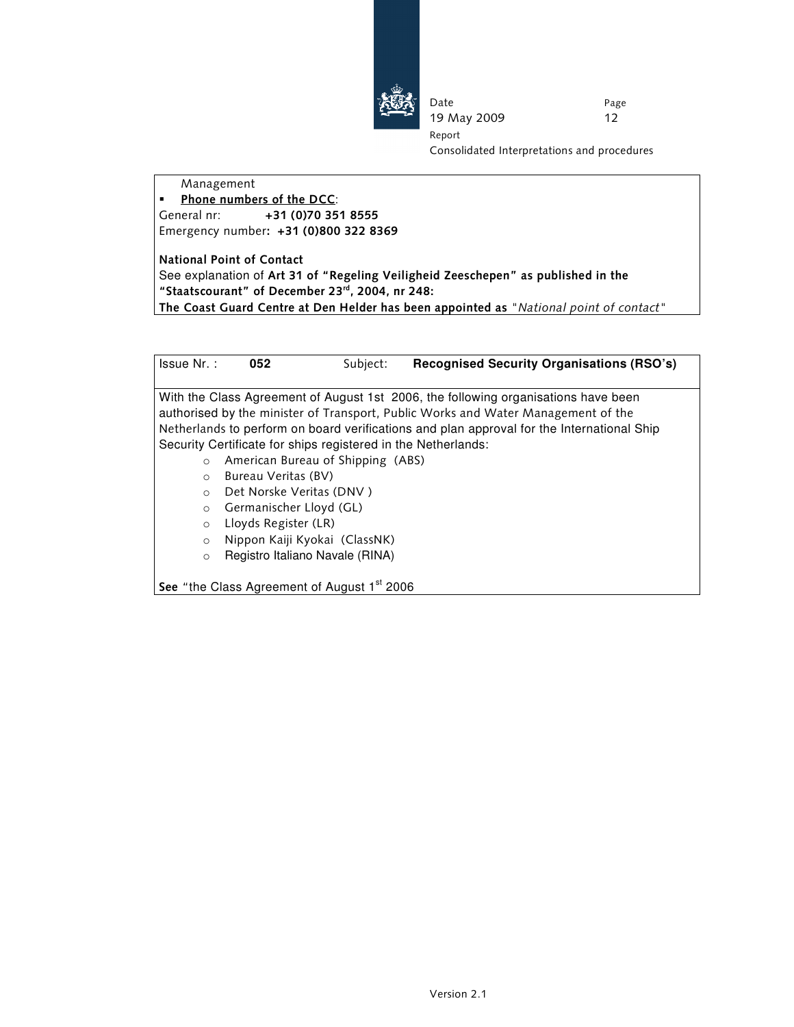Management

- **Phone numbers of the DCC**:

General nr: **+31 (0)70 351 8555**

Emergency number**: +31 (0)800 322 8369**

**National Point of Contact**

See explanation of **Art 31 of "Regeling Veiligheid Zeeschepen" as published in the "Staatscourant" of December 23rd, 2004, nr 248:**

**The Coast Guard Centre at Den Helder has been appointed as** "*National point of contact*"

| Issue Nr. : **052** | Subject: **Recognised Security Organisations (RSO's)** |
|---|---|

With the Class Agreement of August 1st 2006, the following organisations have been authorised by the minister of Transport, Public Works and Water Management of the Netherlands to perform on board verifications and plan approval for the International Ship Security Certificate for ships registered in the Netherlands:

- American Bureau of Shipping (ABS)
- Bureau Veritas (BV)
- Det Norske Veritas (DNV )
- Germanischer Lloyd (GL)
- Lloyds Register (LR)
- Nippon Kaiji Kyokai (ClassNK)
- Registro Italiano Navale (RINA)

**See** "the Class Agreement of August 1st 2006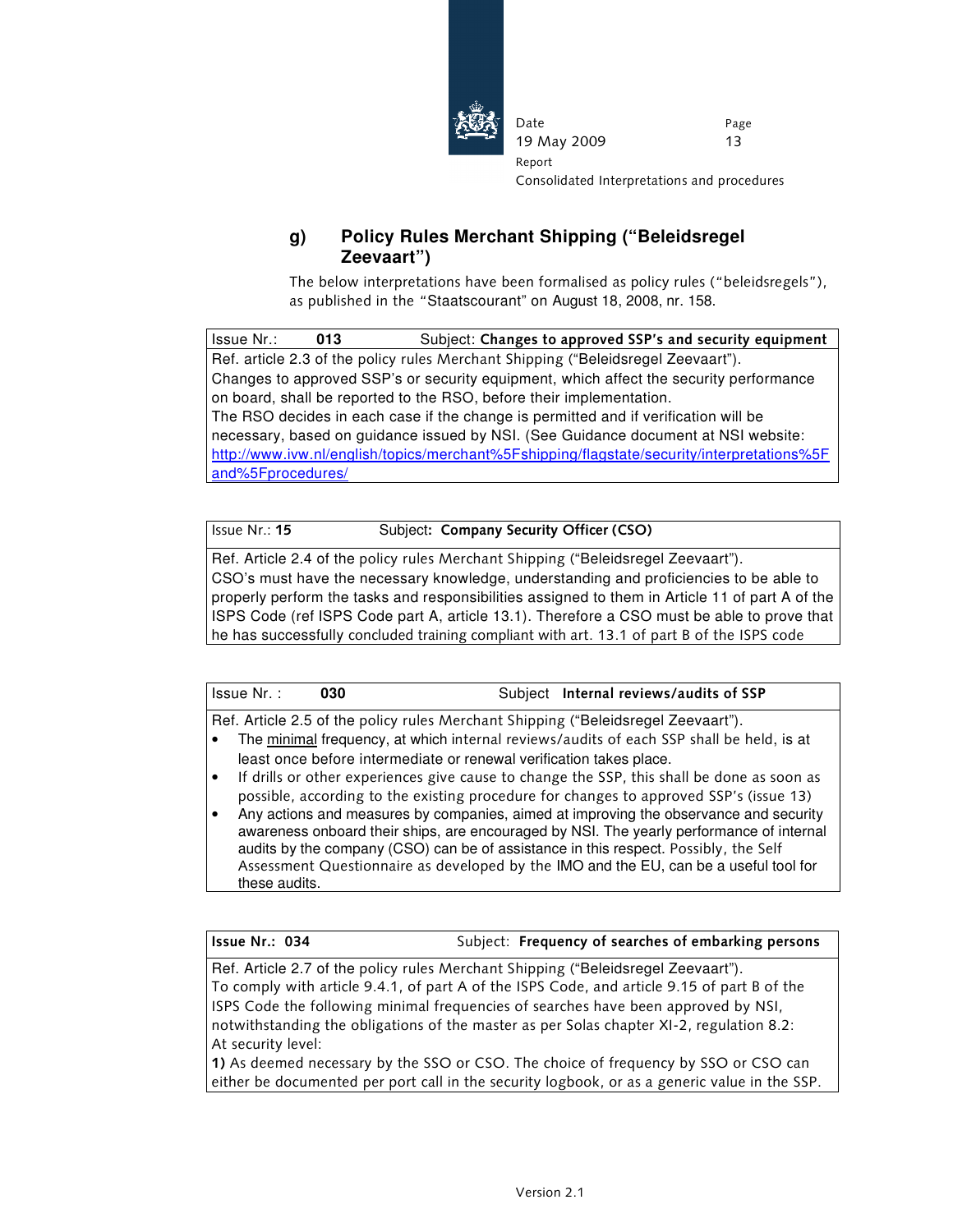## g) Policy Rules Merchant Shipping (“Beleidsregel Zeevaart”)

The below interpretations have been formalised as policy rules (“beleidsregels”), as published in the “Staatscourant” on August 18, 2008, nr. 158.

| Issue Nr.: **013** | Subject: **Changes to approved SSP’s and security equipment** |
|---|---|
| Ref. article 2.3 of the policy rules Merchant Shipping (“Beleidsregel Zeevaart”).<br>Changes to approved SSP’s or security equipment, which affect the security performance on board, shall be reported to the RSO, before their implementation.<br>The RSO decides in each case if the change is permitted and if verification will be necessary, based on guidance issued by NSI. (See Guidance document at NSI website: http://www.ivw.nl/english/topics/merchant%5Fshipping/flagstate/security/interpretations%5Fand%5Fprocedures/ | |

| Issue Nr.: **15** | Subject**: Company Security Officer (CSO)** |
|---|---|
| Ref. Article 2.4 of the policy rules Merchant Shipping (“Beleidsregel Zeevaart”).<br>CSO’s must have the necessary knowledge, understanding and proficiencies to be able to properly perform the tasks and responsibilities assigned to them in Article 11 of part A of the ISPS Code (ref ISPS Code part A, article 13.1). Therefore a CSO must be able to prove that he has successfully concluded training compliant with art. 13.1 of part B of the ISPS code | |

| Issue Nr. : **030** | Subject **Internal reviews/audits of SSP** |
|---|---|
| Ref. Article 2.5 of the policy rules Merchant Shipping (“Beleidsregel Zeevaart”).<br>• The minimal frequency, at which internal reviews/audits of each SSP shall be held, is at least once before intermediate or renewal verification takes place.<br>• If drills or other experiences give cause to change the SSP, this shall be done as soon as possible, according to the existing procedure for changes to approved SSP’s (issue 13)<br>• Any actions and measures by companies, aimed at improving the observance and security awareness onboard their ships, are encouraged by NSI. The yearly performance of internal audits by the company (CSO) can be of assistance in this respect. Possibly, the Self Assessment Questionnaire as developed by the IMO and the EU, can be a useful tool for these audits. | |

| **Issue Nr.: 034** | Subject: **Frequency of searches of embarking persons** |
|---|---|
| Ref. Article 2.7 of the policy rules Merchant Shipping (“Beleidsregel Zeevaart”).<br>To comply with article 9.4.1, of part A of the ISPS Code, and article 9.15 of part B of the ISPS Code the following minimal frequencies of searches have been approved by NSI, notwithstanding the obligations of the master as per Solas chapter XI-2, regulation 8.2:<br>At security level:<br>**1)** As deemed necessary by the SSO or CSO. The choice of frequency by SSO or CSO can either be documented per port call in the security logbook, or as a generic value in the SSP. | |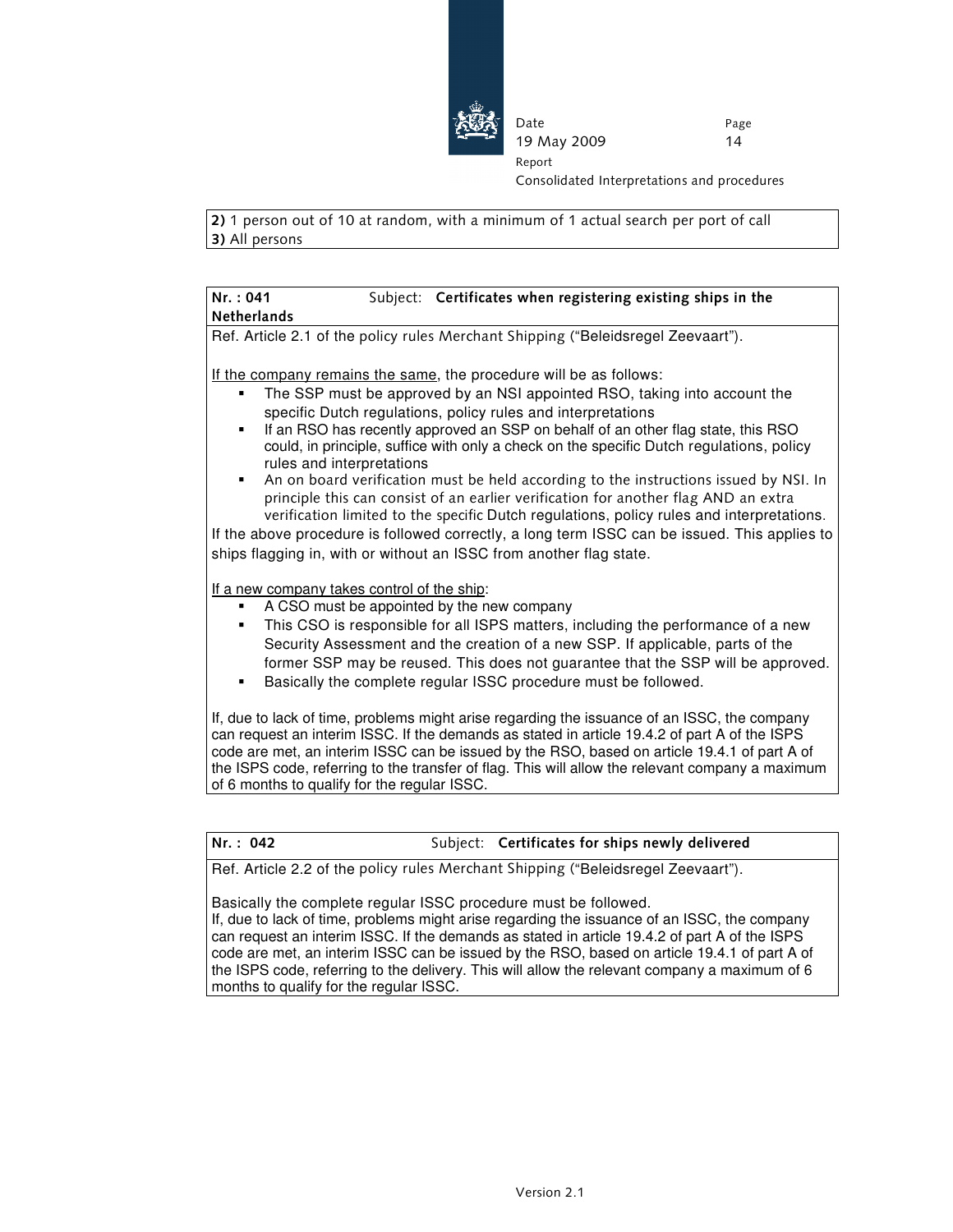**2)** 1 person out of 10 at random, with a minimum of 1 actual search per port of call
**3)** All persons

**Nr. : 041** Subject: **Certificates when registering existing ships in the Netherlands**

Ref. Article 2.1 of the policy rules Merchant Shipping ("Beleidsregel Zeevaart").

If the company remains the same, the procedure will be as follows:

- The SSP must be approved by an NSI appointed RSO, taking into account the specific Dutch regulations, policy rules and interpretations
- If an RSO has recently approved an SSP on behalf of an other flag state, this RSO could, in principle, suffice with only a check on the specific Dutch regulations, policy rules and interpretations
- An on board verification must be held according to the instructions issued by NSI. In principle this can consist of an earlier verification for another flag AND an extra verification limited to the specific Dutch regulations, policy rules and interpretations.

If the above procedure is followed correctly, a long term ISSC can be issued. This applies to ships flagging in, with or without an ISSC from another flag state.

If a new company takes control of the ship:

- A CSO must be appointed by the new company
- This CSO is responsible for all ISPS matters, including the performance of a new Security Assessment and the creation of a new SSP. If applicable, parts of the former SSP may be reused. This does not guarantee that the SSP will be approved.
- Basically the complete regular ISSC procedure must be followed.

If, due to lack of time, problems might arise regarding the issuance of an ISSC, the company can request an interim ISSC. If the demands as stated in article 19.4.2 of part A of the ISPS code are met, an interim ISSC can be issued by the RSO, based on article 19.4.1 of part A of the ISPS code, referring to the transfer of flag. This will allow the relevant company a maximum of 6 months to qualify for the regular ISSC.

**Nr. : 042** Subject: **Certificates for ships newly delivered**

Ref. Article 2.2 of the policy rules Merchant Shipping ("Beleidsregel Zeevaart").

Basically the complete regular ISSC procedure must be followed.
If, due to lack of time, problems might arise regarding the issuance of an ISSC, the company can request an interim ISSC. If the demands as stated in article 19.4.2 of part A of the ISPS code are met, an interim ISSC can be issued by the RSO, based on article 19.4.1 of part A of the ISPS code, referring to the delivery. This will allow the relevant company a maximum of 6 months to qualify for the regular ISSC.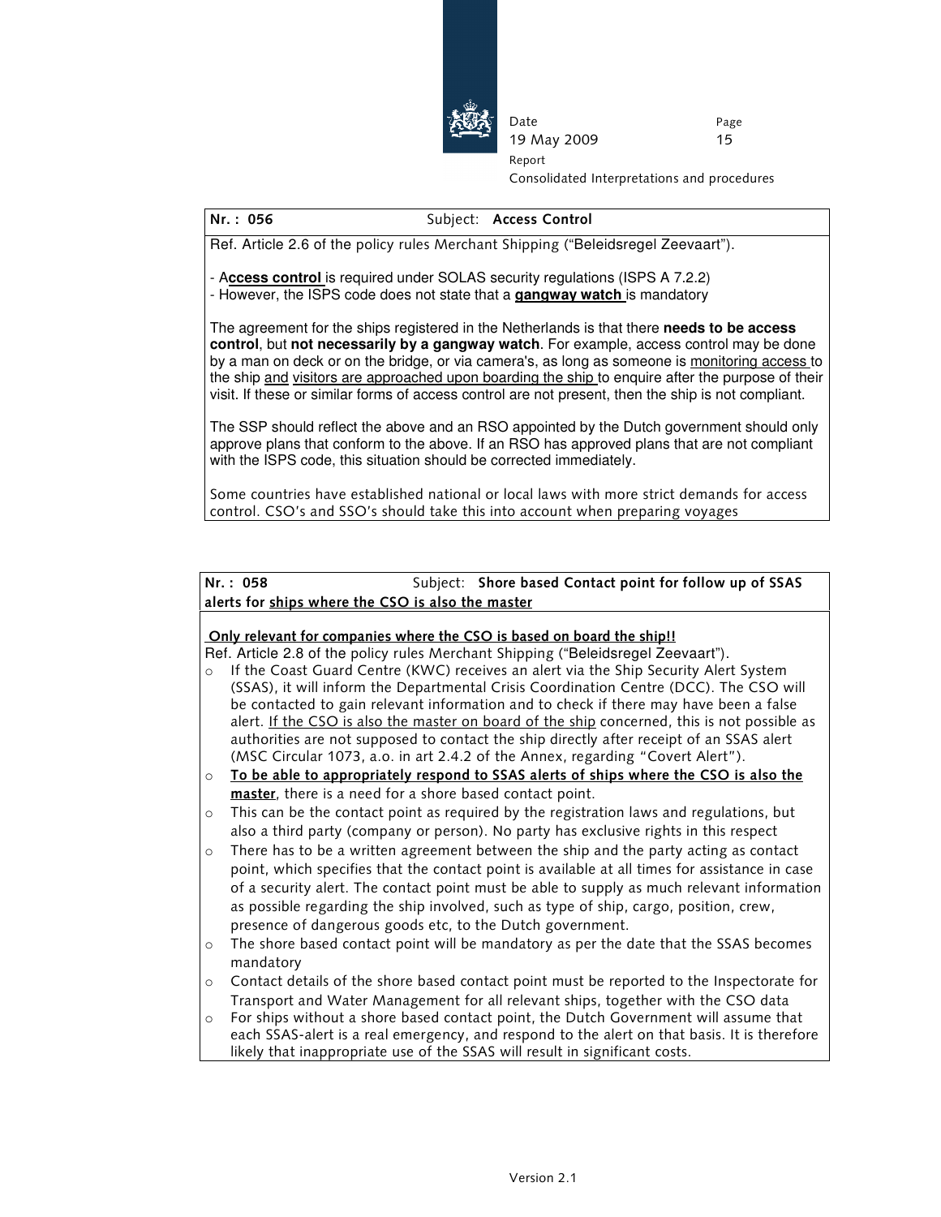**Nr. : 056** Subject: **Access Control**

Ref. Article 2.6 of the policy rules Merchant Shipping ("Beleidsregel Zeevaart").

- A**ccess control** is required under SOLAS security regulations (ISPS A 7.2.2)
- However, the ISPS code does not state that a **gangway watch** is mandatory

The agreement for the ships registered in the Netherlands is that there **needs to be access control**, but **not necessarily by a gangway watch**. For example, access control may be done by a man on deck or on the bridge, or via camera's, as long as someone is monitoring access to the ship and visitors are approached upon boarding the ship to enquire after the purpose of their visit. If these or similar forms of access control are not present, then the ship is not compliant.

The SSP should reflect the above and an RSO appointed by the Dutch government should only approve plans that conform to the above. If an RSO has approved plans that are not compliant with the ISPS code, this situation should be corrected immediately.

Some countries have established national or local laws with more strict demands for access control. CSO's and SSO's should take this into account when preparing voyages

**Nr. : 058** Subject: **Shore based Contact point for follow up of SSAS alerts for ships where the CSO is also the master**

**Only relevant for companies where the CSO is based on board the ship!!**

Ref. Article 2.8 of the policy rules Merchant Shipping ("Beleidsregel Zeevaart").

- If the Coast Guard Centre (KWC) receives an alert via the Ship Security Alert System (SSAS), it will inform the Departmental Crisis Coordination Centre (DCC). The CSO will be contacted to gain relevant information and to check if there may have been a false alert. If the CSO is also the master on board of the ship concerned, this is not possible as authorities are not supposed to contact the ship directly after receipt of an SSAS alert (MSC Circular 1073, a.o. in art 2.4.2 of the Annex, regarding "Covert Alert").
- **To be able to appropriately respond to SSAS alerts of ships where the CSO is also the master**, there is a need for a shore based contact point.
- This can be the contact point as required by the registration laws and regulations, but also a third party (company or person). No party has exclusive rights in this respect
- There has to be a written agreement between the ship and the party acting as contact point, which specifies that the contact point is available at all times for assistance in case of a security alert. The contact point must be able to supply as much relevant information as possible regarding the ship involved, such as type of ship, cargo, position, crew, presence of dangerous goods etc, to the Dutch government.
- The shore based contact point will be mandatory as per the date that the SSAS becomes mandatory
- Contact details of the shore based contact point must be reported to the Inspectorate for Transport and Water Management for all relevant ships, together with the CSO data
- For ships without a shore based contact point, the Dutch Government will assume that each SSAS-alert is a real emergency, and respond to the alert on that basis. It is therefore likely that inappropriate use of the SSAS will result in significant costs.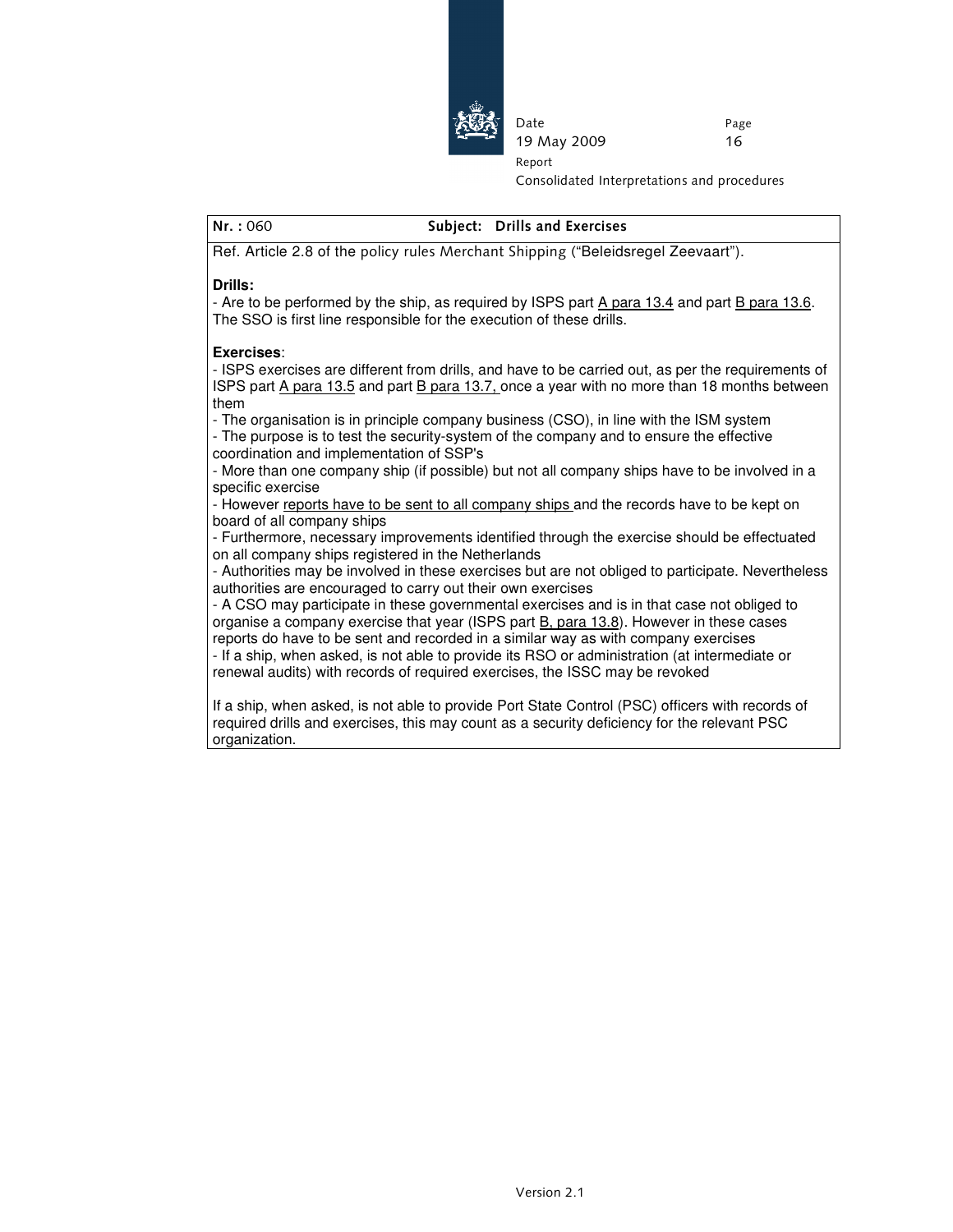**Nr. :** 060 **Subject: Drills and Exercises**

Ref. Article 2.8 of the policy rules Merchant Shipping ("Beleidsregel Zeevaart").

**Drills:**

- Are to be performed by the ship, as required by ISPS part A para 13.4 and part B para 13.6. The SSO is first line responsible for the execution of these drills.

**Exercises**:

- ISPS exercises are different from drills, and have to be carried out, as per the requirements of ISPS part A para 13.5 and part B para 13.7, once a year with no more than 18 months between them
- The organisation is in principle company business (CSO), in line with the ISM system
- The purpose is to test the security-system of the company and to ensure the effective coordination and implementation of SSP's
- More than one company ship (if possible) but not all company ships have to be involved in a specific exercise
- However reports have to be sent to all company ships and the records have to be kept on board of all company ships
- Furthermore, necessary improvements identified through the exercise should be effectuated on all company ships registered in the Netherlands
- Authorities may be involved in these exercises but are not obliged to participate. Nevertheless authorities are encouraged to carry out their own exercises
- A CSO may participate in these governmental exercises and is in that case not obliged to organise a company exercise that year (ISPS part B, para 13.8). However in these cases reports do have to be sent and recorded in a similar way as with company exercises
- If a ship, when asked, is not able to provide its RSO or administration (at intermediate or renewal audits) with records of required exercises, the ISSC may be revoked

If a ship, when asked, is not able to provide Port State Control (PSC) officers with records of required drills and exercises, this may count as a security deficiency for the relevant PSC organization.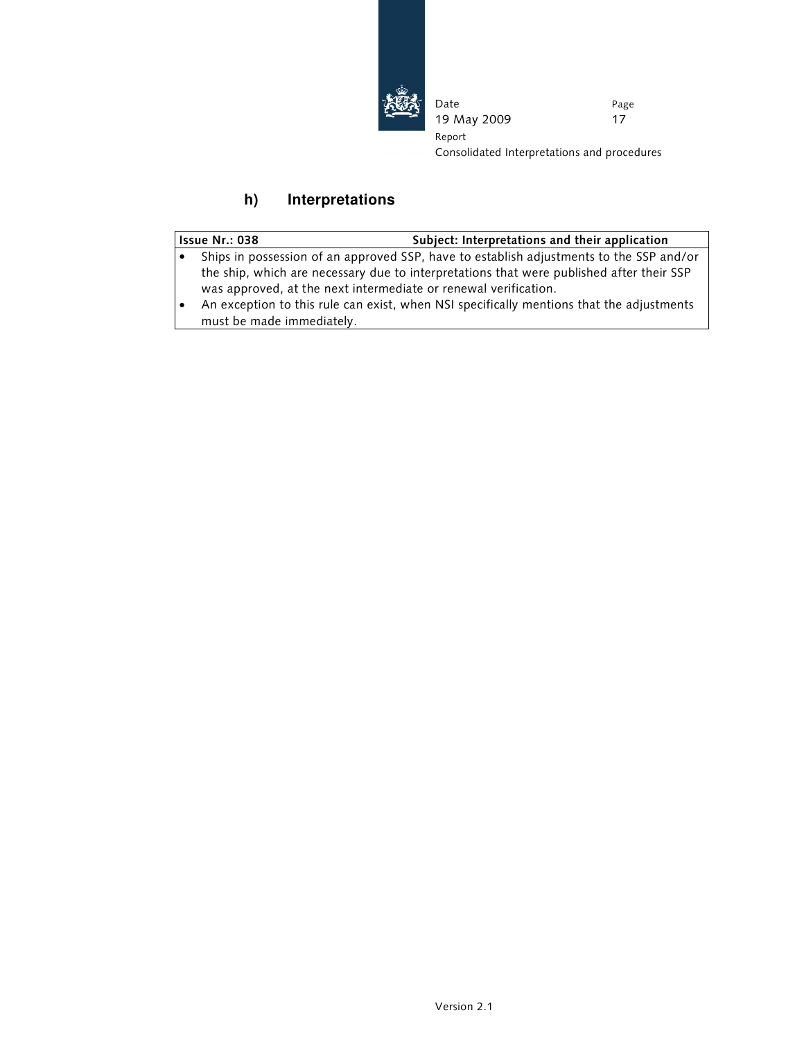### h) Interpretations

| Issue Nr.: 038 | Subject: Interpretations and their application |
|---|---|
| • Ships in possession of an approved SSP, have to establish adjustments to the SSP and/or the ship, which are necessary due to interpretations that were published after their SSP was approved, at the next intermediate or renewal verification.<br>• An exception to this rule can exist, when NSI specifically mentions that the adjustments must be made immediately. | |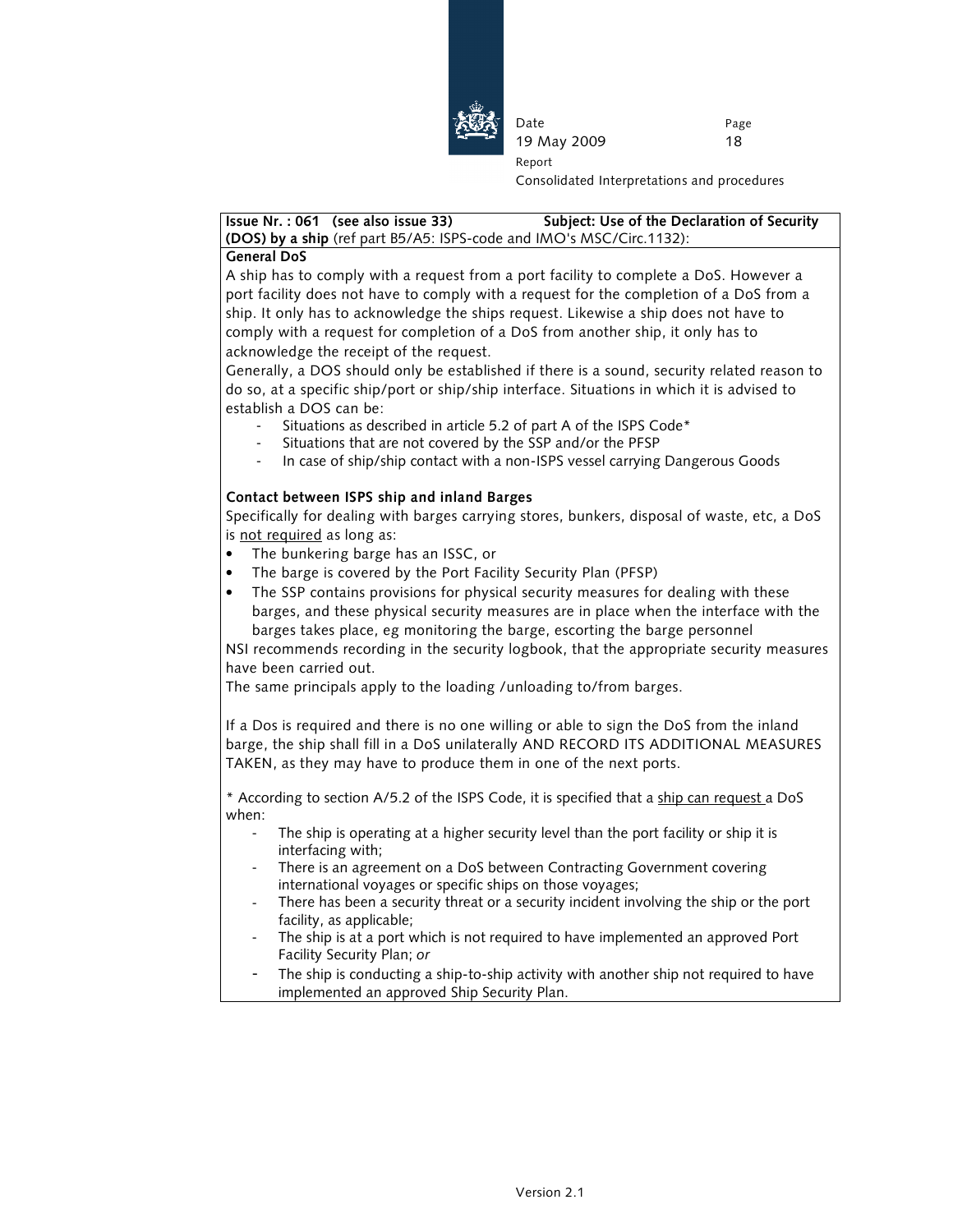**Issue Nr. : 061 (see also issue 33) Subject: Use of the Declaration of Security (DOS) by a ship** (ref part B5/A5: ISPS-code and IMO's MSC/Circ.1132):

**General DoS**

A ship has to comply with a request from a port facility to complete a DoS. However a port facility does not have to comply with a request for the completion of a DoS from a ship. It only has to acknowledge the ships request. Likewise a ship does not have to comply with a request for completion of a DoS from another ship, it only has to acknowledge the receipt of the request.

Generally, a DOS should only be established if there is a sound, security related reason to do so, at a specific ship/port or ship/ship interface. Situations in which it is advised to establish a DOS can be:

- Situations as described in article 5.2 of part A of the ISPS Code*
- Situations that are not covered by the SSP and/or the PFSP
- In case of ship/ship contact with a non-ISPS vessel carrying Dangerous Goods

**Contact between ISPS ship and inland Barges**

Specifically for dealing with barges carrying stores, bunkers, disposal of waste, etc, a DoS is not required as long as:

- The bunkering barge has an ISSC, or
- The barge is covered by the Port Facility Security Plan (PFSP)
- The SSP contains provisions for physical security measures for dealing with these barges, and these physical security measures are in place when the interface with the barges takes place, eg monitoring the barge, escorting the barge personnel

NSI recommends recording in the security logbook, that the appropriate security measures have been carried out.

The same principals apply to the loading /unloading to/from barges.

If a Dos is required and there is no one willing or able to sign the DoS from the inland barge, the ship shall fill in a DoS unilaterally AND RECORD ITS ADDITIONAL MEASURES TAKEN, as they may have to produce them in one of the next ports.

* According to section A/5.2 of the ISPS Code, it is specified that a ship can request a DoS when:

- The ship is operating at a higher security level than the port facility or ship it is interfacing with;
- There is an agreement on a DoS between Contracting Government covering international voyages or specific ships on those voyages;
- There has been a security threat or a security incident involving the ship or the port facility, as applicable;
- The ship is at a port which is not required to have implemented an approved Port Facility Security Plan; *or*
- The ship is conducting a ship-to-ship activity with another ship not required to have implemented an approved Ship Security Plan.